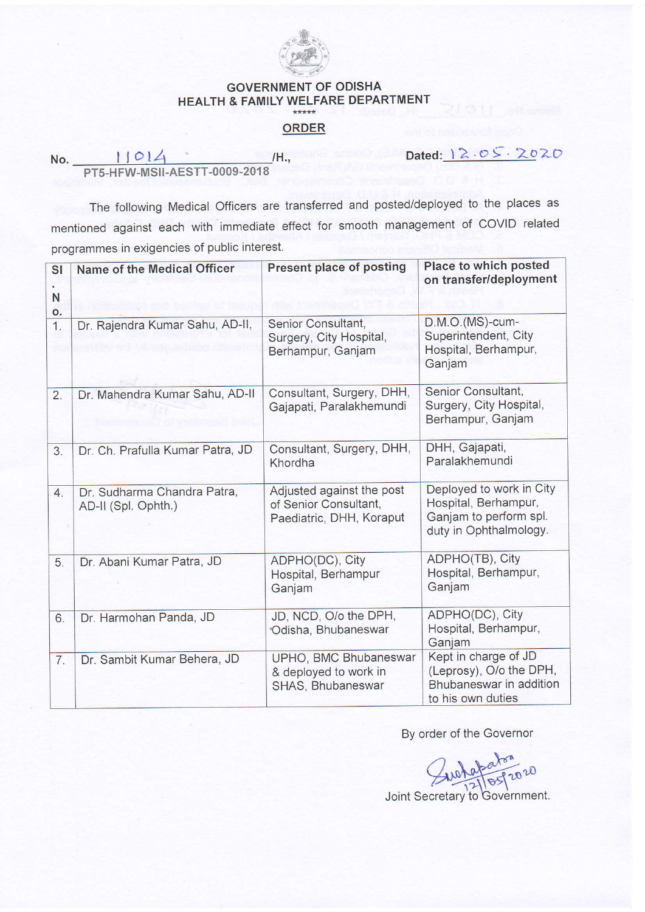GOVERNMENT OF ODISHA

HEALTH & FAMILY WELFARE DEPARTMENT

\*\*\*\*\*

**ORDER**

No. 11014 /H., Dated: 12.05.2020

PT5-HFW-MSII-AESTT-0009-2018

The following Medical Officers are transferred and posted/deployed to the places as mentioned against each with immediate effect for smooth management of COVID related programmes in exigencies of public interest.

| Sl. No. | Name of the Medical Officer | Present place of posting | Place to which posted on transfer/deployment |
|---|---|---|---|
| 1. | Dr. Rajendra Kumar Sahu, AD-II, | Senior Consultant, Surgery, City Hospital, Berhampur, Ganjam | D.M.O.(MS)-cum-Superintendent, City Hospital, Berhampur, Ganjam |
| 2. | Dr. Mahendra Kumar Sahu, AD-II | Consultant, Surgery, DHH, Gajapati, Paralakhemundi | Senior Consultant, Surgery, City Hospital, Berhampur, Ganjam |
| 3. | Dr. Ch. Prafulla Kumar Patra, JD | Consultant, Surgery, DHH, Khordha | DHH, Gajapati, Paralakhemundi |
| 4. | Dr. Sudharma Chandra Patra, AD-II (Spl. Ophth.) | Adjusted against the post of Senior Consultant, Paediatric, DHH, Koraput | Deployed to work in City Hospital, Berhampur, Ganjam to perform spl. duty in Ophthalmology. |
| 5. | Dr. Abani Kumar Patra, JD | ADPHO(DC), City Hospital, Berhampur Ganjam | ADPHO(TB), City Hospital, Berhampur, Ganjam |
| 6. | Dr. Harmohan Panda, JD | JD, NCD, O/o the DPH, Odisha, Bhubaneswar | ADPHO(DC), City Hospital, Berhampur, Ganjam |
| 7. | Dr. Sambit Kumar Behera, JD | UPHO, BMC Bhubaneswar & deployed to work in SHAS, Bhubaneswar | Kept in charge of JD (Leprosy), O/o the DPH, Bhubaneswar in addition to his own duties |

By order of the Governor

12/05/2020

Joint Secretary to Government.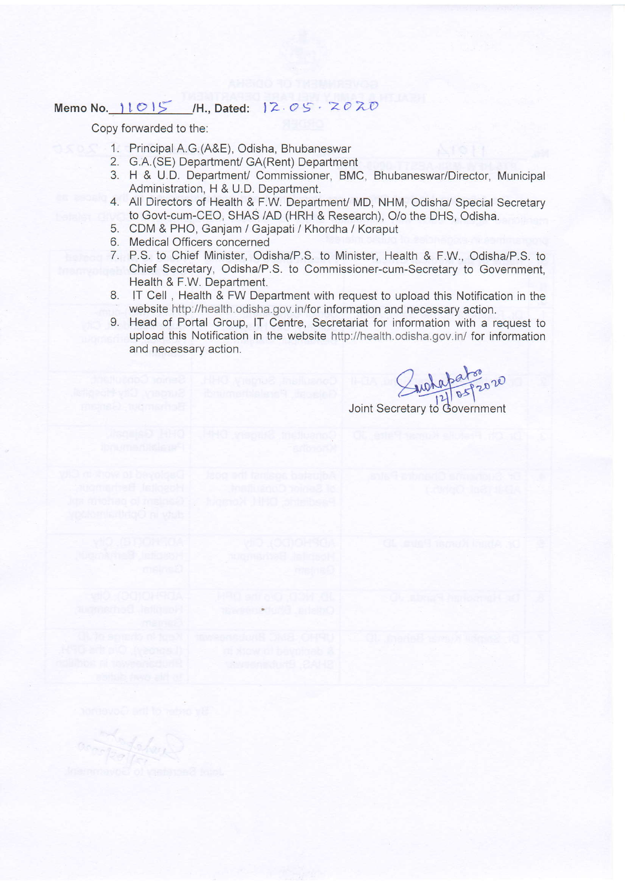Memo No. 11015 /H., Dated: 12.05.2020

Copy forwarded to the:

1. Principal A.G.(A&E), Odisha, Bhubaneswar
2. G.A.(SE) Department/ GA(Rent) Department
3. H & U.D. Department/ Commissioner, BMC, Bhubaneswar/Director, Municipal Administration, H & U.D. Department.
4. All Directors of Health & F.W. Department/ MD, NHM, Odisha/ Special Secretary to Govt-cum-CEO, SHAS /AD (HRH & Research), O/o the DHS, Odisha.
5. CDM & PHO, Ganjam / Gajapati / Khordha / Koraput
6. Medical Officers concerned
7. P.S. to Chief Minister, Odisha/P.S. to Minister, Health & F.W., Odisha/P.S. to Chief Secretary, Odisha/P.S. to Commissioner-cum-Secretary to Government, Health & F.W. Department.
8. IT Cell , Health & FW Department with request to upload this Notification in the website http://health.odisha.gov.in/for information and necessary action.
9. Head of Portal Group, IT Centre, Secretariat for information with a request to upload this Notification in the website http://health.odisha.gov.in/ for information and necessary action.

Mohapatra
12/05/2020
Joint Secretary to Government